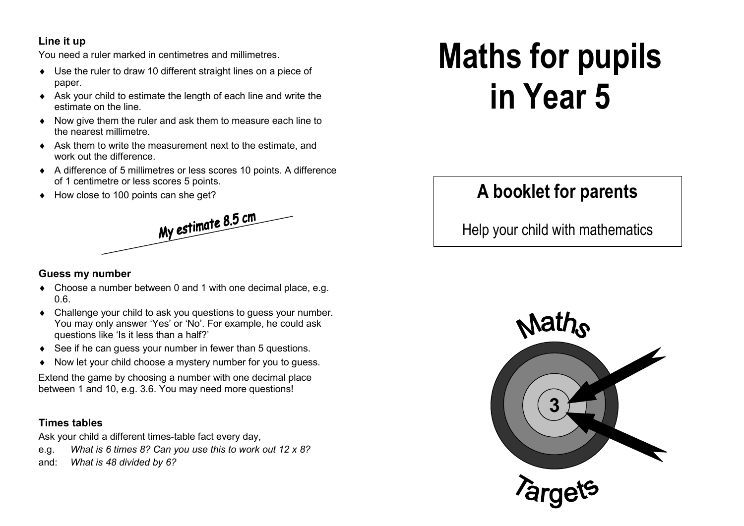### Line it up

You need a ruler marked in centimetres and millimetres.

- Use the ruler to draw 10 different straight lines on a piece of paper.
- Ask your child to estimate the length of each line and write the estimate on the line.
- Now give them the ruler and ask them to measure each line to the nearest millimetre.
- Ask them to write the measurement next to the estimate, and work out the difference.
- A difference of 5 millimetres or less scores 10 points. A difference of 1 centimetre or less scores 5 points.
- How close to 100 points can she get?

My estimate 8.5 cm

### Guess my number

- Choose a number between 0 and 1 with one decimal place, e.g. 0.6.
- Challenge your child to ask you questions to guess your number. You may only answer 'Yes' or 'No'. For example, he could ask questions like 'Is it less than a half?'
- See if he can guess your number in fewer than 5 questions.
- Now let your child choose a mystery number for you to guess.

Extend the game by choosing a number with one decimal place between 1 and 10, e.g. 3.6. You may need more questions!

### Times tables

Ask your child a different times-table fact every day,

e.g. *What is 6 times 8? Can you use this to work out 12 x 8?*

and: *What is 48 divided by 6?*

# Maths for pupils in Year 5

## A booklet for parents

Help your child with mathematics

Maths

3

Targets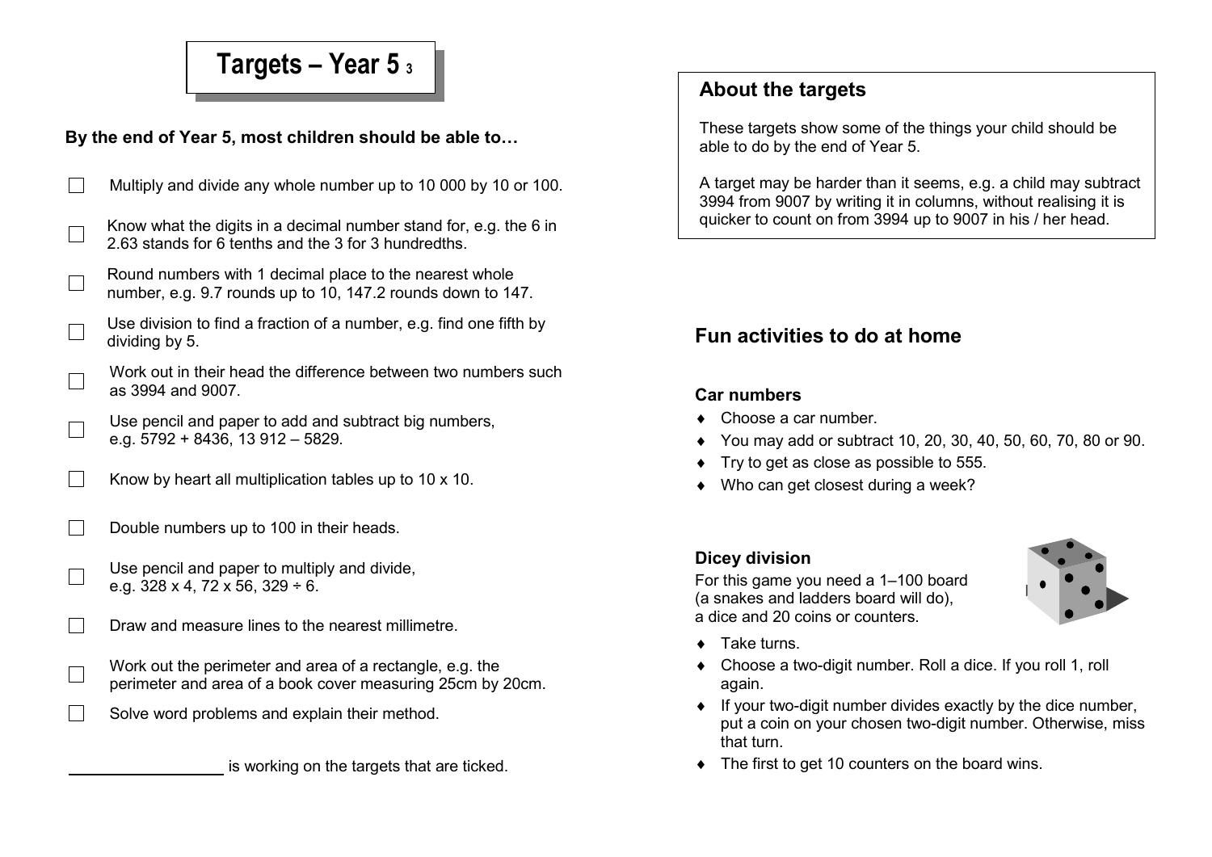# Targets – Year 5 [3]

**By the end of Year 5, most children should be able to…**

- ☐ Multiply and divide any whole number up to 10 000 by 10 or 100.
- ☐ Know what the digits in a decimal number stand for, e.g. the 6 in 2.63 stands for 6 tenths and the 3 for 3 hundredths.
- ☐ Round numbers with 1 decimal place to the nearest whole number, e.g. 9.7 rounds up to 10, 147.2 rounds down to 147.
- ☐ Use division to find a fraction of a number, e.g. find one fifth by dividing by 5.
- ☐ Work out in their head the difference between two numbers such as 3994 and 9007.
- ☐ Use pencil and paper to add and subtract big numbers, e.g. 5792 + 8436, 13 912 – 5829.
- ☐ Know by heart all multiplication tables up to 10 x 10.
- ☐ Double numbers up to 100 in their heads.
- ☐ Use pencil and paper to multiply and divide, e.g. 328 x 4, 72 x 56, 329 ÷ 6.
- ☐ Draw and measure lines to the nearest millimetre.
- ☐ Work out the perimeter and area of a rectangle, e.g. the perimeter and area of a book cover measuring 25cm by 20cm.
- ☐ Solve word problems and explain their method.

\_\_\_\_\_\_\_\_\_\_\_\_\_\_\_\_\_\_ is working on the targets that are ticked.

## About the targets

These targets show some of the things your child should be able to do by the end of Year 5.

A target may be harder than it seems, e.g. a child may subtract 3994 from 9007 by writing it in columns, without realising it is quicker to count on from 3994 up to 9007 in his / her head.

## Fun activities to do at home

### Car numbers

- Choose a car number.
- You may add or subtract 10, 20, 30, 40, 50, 60, 70, 80 or 90.
- Try to get as close as possible to 555.
- Who can get closest during a week?

### Dicey division

For this game you need a 1–100 board (a snakes and ladders board will do), a dice and 20 coins or counters.

- Take turns.
- Choose a two-digit number. Roll a dice. If you roll 1, roll again.
- If your two-digit number divides exactly by the dice number, put a coin on your chosen two-digit number. Otherwise, miss that turn.
- The first to get 10 counters on the board wins.